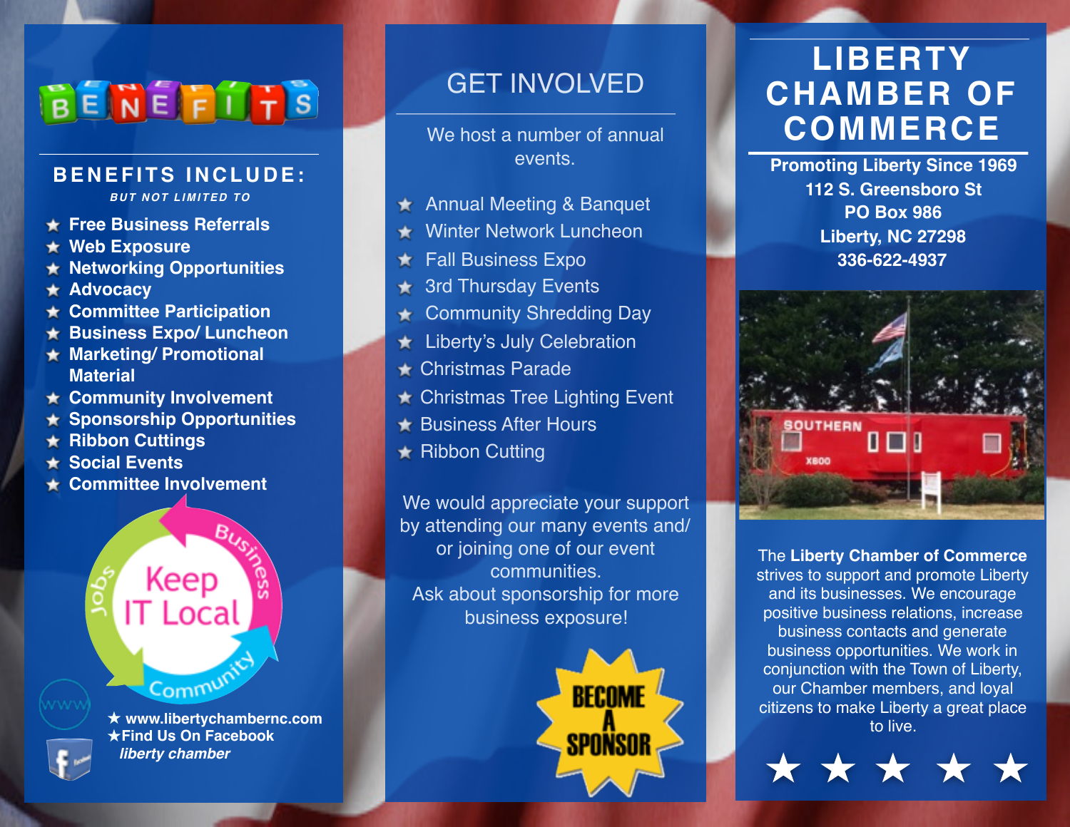# BENEFITS

## BENEFITS INCLUDE:

***BUT NOT LIMITED TO***

- **Free Business Referrals**
- **Web Exposure**
- **Networking Opportunities**
- **Advocacy**
- **Committee Participation**
- **Business Expo/ Luncheon**
- **Marketing/ Promotional Material**
- **Community Involvement**
- **Sponsorship Opportunities**
- **Ribbon Cuttings**
- **Social Events**
- **Committee Involvement**

Keep IT Local — Business, Community, Jobs

★ **www.libertychambernc.com**
★**Find Us On Facebook**
***liberty chamber***

## GET INVOLVED

We host a number of annual events.

- Annual Meeting & Banquet
- Winter Network Luncheon
- Fall Business Expo
- 3rd Thursday Events
- Community Shredding Day
- Liberty's July Celebration
- Christmas Parade
- Christmas Tree Lighting Event
- Business After Hours
- Ribbon Cutting

We would appreciate your support by attending our many events and/ or joining one of our event communities.
Ask about sponsorship for more business exposure!

**BECOME A SPONSOR**

# LIBERTY CHAMBER OF COMMERCE

**Promoting Liberty Since 1969**
**112 S. Greensboro St**
**PO Box 986**
**Liberty, NC 27298**
**336-622-4937**

The **Liberty Chamber of Commerce** strives to support and promote Liberty and its businesses. We encourage positive business relations, increase business contacts and generate business opportunities. We work in conjunction with the Town of Liberty, our Chamber members, and loyal citizens to make Liberty a great place to live.

★ ★ ★ ★ ★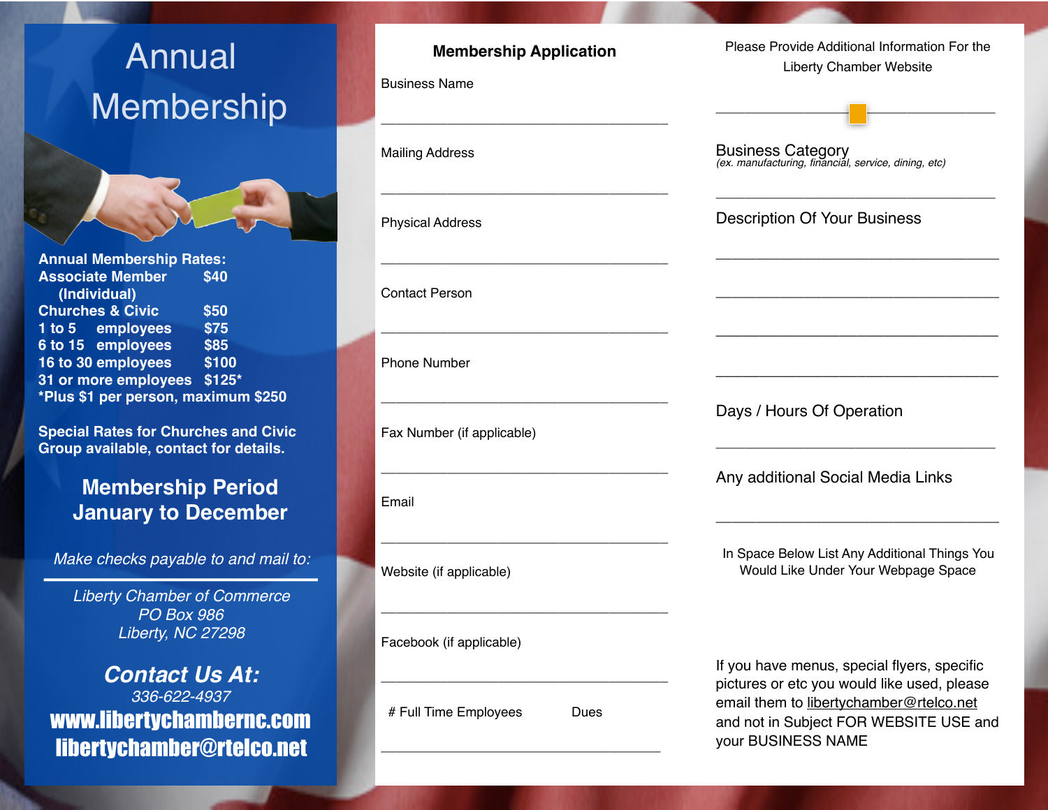# Annual Membership

**Annual Membership Rates:**

| | |
|---|---|
| **Associate Member (Individual)** | **$40** |
| **Churches & Civic** | **$50** |
| **1 to 5 employees** | **$75** |
| **6 to 15 employees** | **$85** |
| **16 to 30 employees** | **$100** |
| **31 or more employees** | **$125*** |

**\*Plus $1 per person, maximum $250**

**Special Rates for Churches and Civic Group available, contact for details.**

## Membership Period January to December

*Make checks payable to and mail to:*

*Liberty Chamber of Commerce*
*PO Box 986*
*Liberty, NC 27298*

## *Contact Us At:*

*336-622-4937*

**www.libertychambernc.com**

**libertychamber@rtelco.net**

## Membership Application

Business Name

___________________________________

Mailing Address

___________________________________

Physical Address

___________________________________

Contact Person

___________________________________

Phone Number

___________________________________

Fax Number (if applicable)

___________________________________

Email

___________________________________

Website (if applicable)

___________________________________

Facebook (if applicable)

___________________________________

\# Full Time Employees        Dues

___________________________________

Please Provide Additional Information For the Liberty Chamber Website

___________________________________

Business Category
*(ex. manufacturing, financial, service, dining, etc)*

___________________________________

Description Of Your Business

___________________________________

___________________________________

___________________________________

___________________________________

Days / Hours Of Operation

___________________________________

Any additional Social Media Links

___________________________________

In Space Below List Any Additional Things You Would Like Under Your Webpage Space

If you have menus, special flyers, specific pictures or etc you would like used, please email them to libertychamber@rtelco.net and not in Subject FOR WEBSITE USE and your BUSINESS NAME